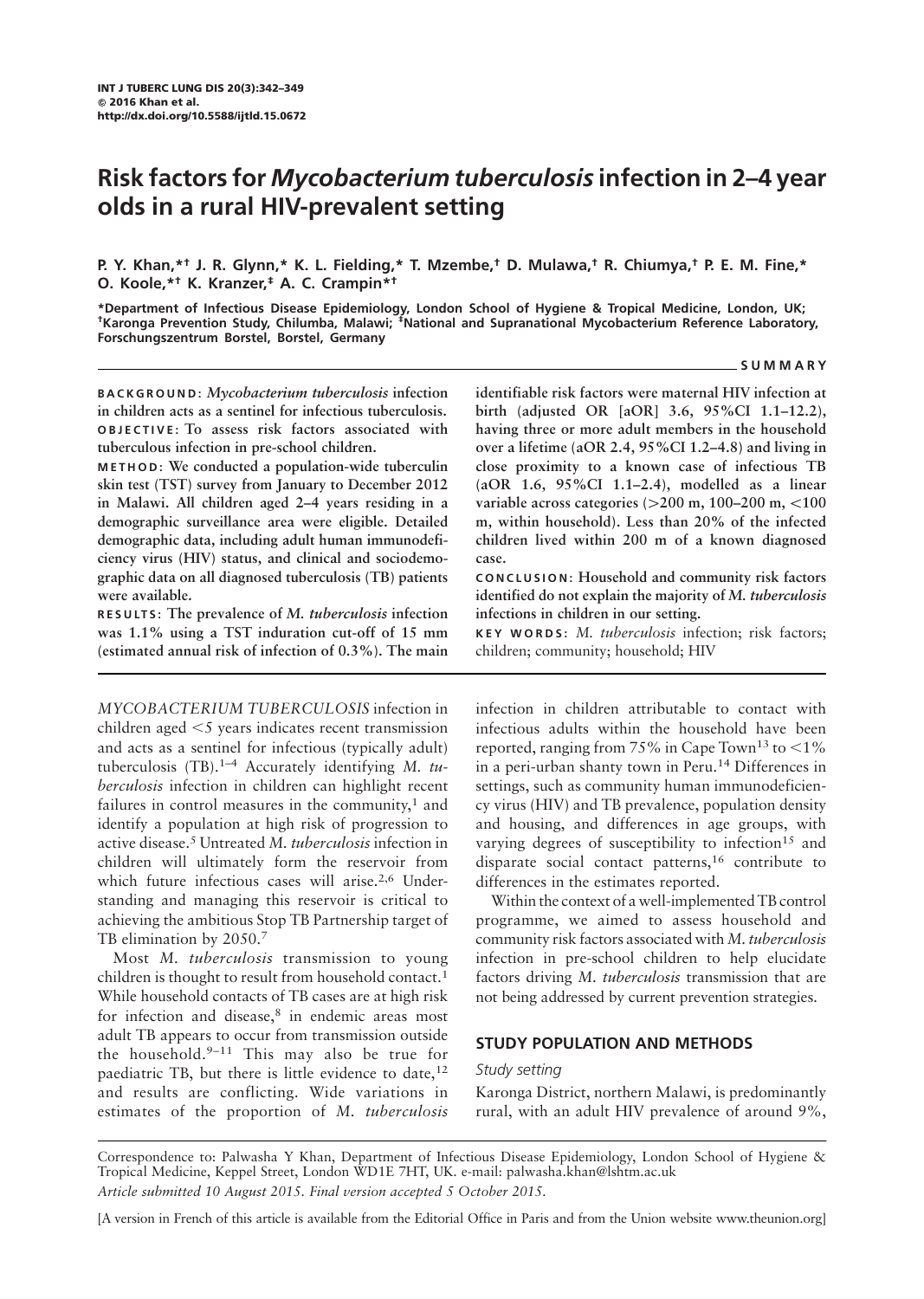# Risk factors for *Mycobacterium tuberculosis* infection in 2–4 year olds in a rural HIV-prevalent setting

**P. Y. Khan,*† J. R. Glynn,* K. L. Fielding,* T. Mzembe,† D. Mulawa,† R. Chiumya,† P. E. M. Fine,* O. Koole,*† K. Kranzer,‡ A. C. Crampin*†**

**\*Department of Infectious Disease Epidemiology, London School of Hygiene & Tropical Medicine, London, UK; †Karonga Prevention Study, Chilumba, Malawi; ‡National and Supranational Mycobacterium Reference Laboratory, Forschungszentrum Borstel, Borstel, Germany**

## SUMMARY

**BACKGROUND:** *Mycobacterium tuberculosis* **infection in children acts as a sentinel for infectious tuberculosis.**

**OBJECTIVE: To assess risk factors associated with tuberculous infection in pre-school children.**

**METHOD: We conducted a population-wide tuberculin skin test (TST) survey from January to December 2012 in Malawi. All children aged 2–4 years residing in a demographic surveillance area were eligible. Detailed demographic data, including adult human immunodeficiency virus (HIV) status, and clinical and sociodemographic data on all diagnosed tuberculosis (TB) patients were available.**

**RESULTS: The prevalence of** ***M. tuberculosis*** **infection was 1.1% using a TST induration cut-off of 15 mm (estimated annual risk of infection of 0.3%). The main identifiable risk factors were maternal HIV infection at birth (adjusted OR [aOR] 3.6, 95%CI 1.1–12.2), having three or more adult members in the household over a lifetime (aOR 2.4, 95%CI 1.2–4.8) and living in close proximity to a known case of infectious TB (aOR 1.6, 95%CI 1.1–2.4), modelled as a linear variable across categories (>200 m, 100–200 m, <100 m, within household). Less than 20% of the infected children lived within 200 m of a known diagnosed case.**

**CONCLUSION: Household and community risk factors identified do not explain the majority of** ***M. tuberculosis*** **infections in children in our setting.**

**KEY WORDS:** *M. tuberculosis* infection; risk factors; children; community; household; HIV

*MYCOBACTERIUM TUBERCULOSIS* infection in children aged <5 years indicates recent transmission and acts as a sentinel for infectious (typically adult) tuberculosis (TB).[1–4] Accurately identifying *M. tuberculosis* infection in children can highlight recent failures in control measures in the community,[1] and identify a population at high risk of progression to active disease.[5] Untreated *M. tuberculosis* infection in children will ultimately form the reservoir from which future infectious cases will arise.[2,6] Understanding and managing this reservoir is critical to achieving the ambitious Stop TB Partnership target of TB elimination by 2050.[7]

Most *M. tuberculosis* transmission to young children is thought to result from household contact.[1] While household contacts of TB cases are at high risk for infection and disease,[8] in endemic areas most adult TB appears to occur from transmission outside the household.[9–11] This may also be true for paediatric TB, but there is little evidence to date,[12] and results are conflicting. Wide variations in estimates of the proportion of *M. tuberculosis* infection in children attributable to contact with infectious adults within the household have been reported, ranging from 75% in Cape Town[13] to <1% in a peri-urban shanty town in Peru.[14] Differences in settings, such as community human immunodeficiency virus (HIV) and TB prevalence, population density and housing, and differences in age groups, with varying degrees of susceptibility to infection[15] and disparate social contact patterns,[16] contribute to differences in the estimates reported.

Within the context of a well-implemented TB control programme, we aimed to assess household and community risk factors associated with *M. tuberculosis* infection in pre-school children to help elucidate factors driving *M. tuberculosis* transmission that are not being addressed by current prevention strategies.

## STUDY POPULATION AND METHODS

### Study setting

Karonga District, northern Malawi, is predominantly rural, with an adult HIV prevalence of around 9%,

Correspondence to: Palwasha Y Khan, Department of Infectious Disease Epidemiology, London School of Hygiene & Tropical Medicine, Keppel Street, London WD1E 7HT, UK. e-mail: palwasha.khan@lshtm.ac.uk

*Article submitted 10 August 2015. Final version accepted 5 October 2015.*

[A version in French of this article is available from the Editorial Office in Paris and from the Union website www.theunion.org]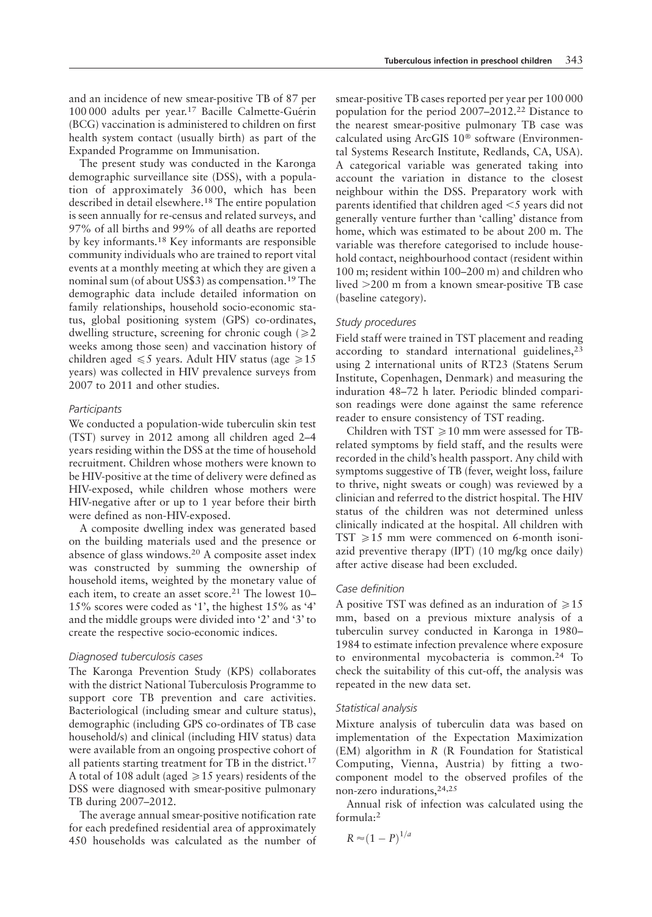and an incidence of new smear-positive TB of 87 per 100 000 adults per year.[17] Bacille Calmette-Guérin (BCG) vaccination is administered to children on first health system contact (usually birth) as part of the Expanded Programme on Immunisation.

The present study was conducted in the Karonga demographic surveillance site (DSS), with a population of approximately 36 000, which has been described in detail elsewhere.[18] The entire population is seen annually for re-census and related surveys, and 97% of all births and 99% of all deaths are reported by key informants.[18] Key informants are responsible community individuals who are trained to report vital events at a monthly meeting at which they are given a nominal sum (of about US$3) as compensation.[19] The demographic data include detailed information on family relationships, household socio-economic status, global positioning system (GPS) co-ordinates, dwelling structure, screening for chronic cough ($\geqslant$2 weeks among those seen) and vaccination history of children aged $\leqslant$5 years. Adult HIV status (age $\geqslant$15 years) was collected in HIV prevalence surveys from 2007 to 2011 and other studies.

### *Participants*

We conducted a population-wide tuberculin skin test (TST) survey in 2012 among all children aged 2–4 years residing within the DSS at the time of household recruitment. Children whose mothers were known to be HIV-positive at the time of delivery were defined as HIV-exposed, while children whose mothers were HIV-negative after or up to 1 year before their birth were defined as non-HIV-exposed.

A composite dwelling index was generated based on the building materials used and the presence or absence of glass windows.[20] A composite asset index was constructed by summing the ownership of household items, weighted by the monetary value of each item, to create an asset score.[21] The lowest 10–15% scores were coded as '1', the highest 15% as '4' and the middle groups were divided into '2' and '3' to create the respective socio-economic indices.

### *Diagnosed tuberculosis cases*

The Karonga Prevention Study (KPS) collaborates with the district National Tuberculosis Programme to support core TB prevention and care activities. Bacteriological (including smear and culture status), demographic (including GPS co-ordinates of TB case household/s) and clinical (including HIV status) data were available from an ongoing prospective cohort of all patients starting treatment for TB in the district.[17] A total of 108 adult (aged $\geqslant$15 years) residents of the DSS were diagnosed with smear-positive pulmonary TB during 2007–2012.

The average annual smear-positive notification rate for each predefined residential area of approximately 450 households was calculated as the number of smear-positive TB cases reported per year per 100 000 population for the period 2007–2012.[22] Distance to the nearest smear-positive pulmonary TB case was calculated using ArcGIS 10® software (Environmental Systems Research Institute, Redlands, CA, USA). A categorical variable was generated taking into account the variation in distance to the closest neighbour within the DSS. Preparatory work with parents identified that children aged <5 years did not generally venture further than 'calling' distance from home, which was estimated to be about 200 m. The variable was therefore categorised to include household contact, neighbourhood contact (resident within 100 m; resident within 100–200 m) and children who lived >200 m from a known smear-positive TB case (baseline category).

### *Study procedures*

Field staff were trained in TST placement and reading according to standard international guidelines,[23] using 2 international units of RT23 (Statens Serum Institute, Copenhagen, Denmark) and measuring the induration 48–72 h later. Periodic blinded comparison readings were done against the same reference reader to ensure consistency of TST reading.

Children with TST $\geqslant$10 mm were assessed for TB-related symptoms by field staff, and the results were recorded in the child's health passport. Any child with symptoms suggestive of TB (fever, weight loss, failure to thrive, night sweats or cough) was reviewed by a clinician and referred to the district hospital. The HIV status of the children was not determined unless clinically indicated at the hospital. All children with TST $\geqslant$15 mm were commenced on 6-month isoniazid preventive therapy (IPT) (10 mg/kg once daily) after active disease had been excluded.

### *Case definition*

A positive TST was defined as an induration of $\geqslant$15 mm, based on a previous mixture analysis of a tuberculin survey conducted in Karonga in 1980–1984 to estimate infection prevalence where exposure to environmental mycobacteria is common.[24] To check the suitability of this cut-off, the analysis was repeated in the new data set.

### *Statistical analysis*

Mixture analysis of tuberculin data was based on implementation of the Expectation Maximization (EM) algorithm in *R* (R Foundation for Statistical Computing, Vienna, Austria) by fitting a two-component model to the observed profiles of the non-zero indurations,[24,25]

Annual risk of infection was calculated using the formula:[2]

$$R \approx (1 - P)^{1/a}$$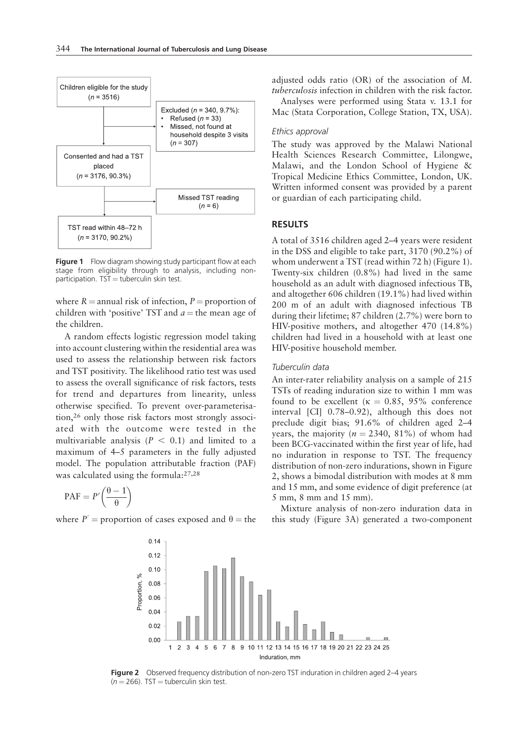Children eligible for the study ($n = 3516$)

Excluded ($n = 340$, 9.7%):
- Refused ($n = 33$)
- Missed, not found at household despite 3 visits ($n = 307$)

Consented and had a TST placed ($n = 3176$, 90.3%)

Missed TST reading ($n = 6$)

TST read within 48–72 h ($n = 3170$, 90.2%)

**Figure 1** Flow diagram showing study participant flow at each stage from eligibility through to analysis, including non-participation. TST = tuberculin skin test.

where $R$ = annual risk of infection, $P$ = proportion of children with 'positive' TST and $a$ = the mean age of the children.

A random effects logistic regression model taking into account clustering within the residential area was used to assess the relationship between risk factors and TST positivity. The likelihood ratio test was used to assess the overall significance of risk factors, tests for trend and departures from linearity, unless otherwise specified. To prevent over-parameterisation,[26] only those risk factors most strongly associated with the outcome were tested in the multivariable analysis ($P < 0.1$) and limited to a maximum of 4–5 parameters in the fully adjusted model. The population attributable fraction (PAF) was calculated using the formula:[27,28]

$$\mathrm{PAF} = P'\left(\frac{\theta - 1}{\theta}\right)$$

where $P'$ = proportion of cases exposed and $\theta$ = the adjusted odds ratio (OR) of the association of *M. tuberculosis* infection in children with the risk factor.

Analyses were performed using Stata v. 13.1 for Mac (Stata Corporation, College Station, TX, USA).

### *Ethics approval*

The study was approved by the Malawi National Health Sciences Research Committee, Lilongwe, Malawi, and the London School of Hygiene & Tropical Medicine Ethics Committee, London, UK. Written informed consent was provided by a parent or guardian of each participating child.

## RESULTS

A total of 3516 children aged 2–4 years were resident in the DSS and eligible to take part, 3170 (90.2%) of whom underwent a TST (read within 72 h) (Figure 1). Twenty-six children (0.8%) had lived in the same household as an adult with diagnosed infectious TB, and altogether 606 children (19.1%) had lived within 200 m of an adult with diagnosed infectious TB during their lifetime; 87 children (2.7%) were born to HIV-positive mothers, and altogether 470 (14.8%) children had lived in a household with at least one HIV-positive household member.

### *Tuberculin data*

An inter-rater reliability analysis on a sample of 215 TSTs of reading induration size to within 1 mm was found to be excellent ($\kappa = 0.85$, 95% conference interval [CI] 0.78–0.92), although this does not preclude digit bias; 91.6% of children aged 2–4 years, the majority ($n = 2340$, 81%) of whom had been BCG-vaccinated within the first year of life, had no induration in response to TST. The frequency distribution of non-zero indurations, shown in Figure 2, shows a bimodal distribution with modes at 8 mm and 15 mm, and some evidence of digit preference (at 5 mm, 8 mm and 15 mm).

Mixture analysis of non-zero induration data in this study (Figure 3A) generated a two-component

**Figure 2** Observed frequency distribution of non-zero TST induration in children aged 2–4 years ($n = 266$). TST = tuberculin skin test.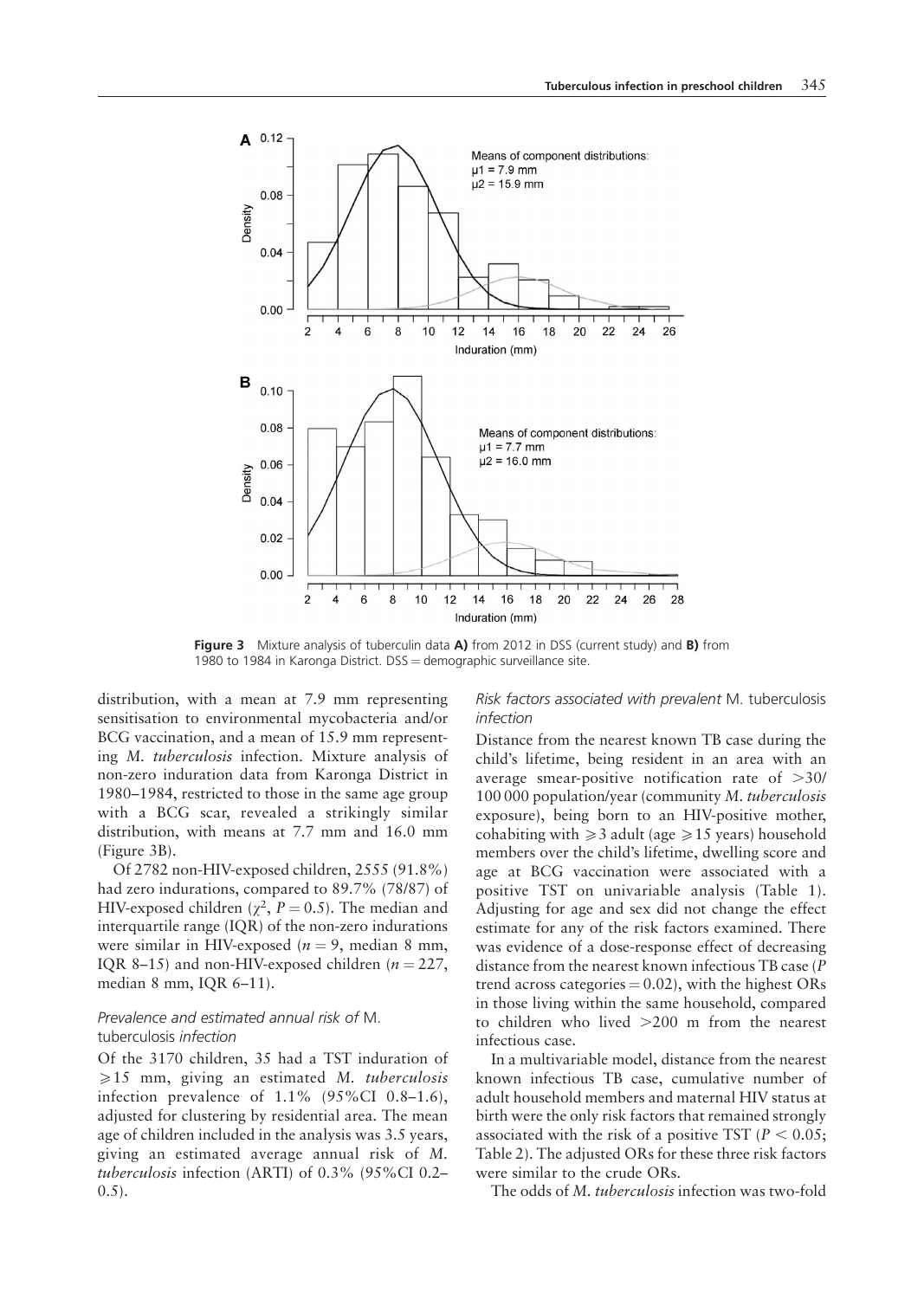**Figure 3** Mixture analysis of tuberculin data **A)** from 2012 in DSS (current study) and **B)** from 1980 to 1984 in Karonga District. DSS = demographic surveillance site.

distribution, with a mean at 7.9 mm representing sensitisation to environmental mycobacteria and/or BCG vaccination, and a mean of 15.9 mm representing *M. tuberculosis* infection. Mixture analysis of non-zero induration data from Karonga District in 1980–1984, restricted to those in the same age group with a BCG scar, revealed a strikingly similar distribution, with means at 7.7 mm and 16.0 mm (Figure 3B).

Of 2782 non-HIV-exposed children, 2555 (91.8%) had zero indurations, compared to 89.7% (78/87) of HIV-exposed children ($\chi^2$, $P = 0.5$). The median and interquartile range (IQR) of the non-zero indurations were similar in HIV-exposed ($n = 9$, median 8 mm, IQR 8–15) and non-HIV-exposed children ($n = 227$, median 8 mm, IQR 6–11).

### Prevalence and estimated annual risk of *M. tuberculosis* infection

Of the 3170 children, 35 had a TST induration of $\geqslant 15$ mm, giving an estimated *M. tuberculosis* infection prevalence of 1.1% (95%CI 0.8–1.6), adjusted for clustering by residential area. The mean age of children included in the analysis was 3.5 years, giving an estimated average annual risk of *M. tuberculosis* infection (ARTI) of 0.3% (95%CI 0.2–0.5).

### Risk factors associated with prevalent *M. tuberculosis* infection

Distance from the nearest known TB case during the child's lifetime, being resident in an area with an average smear-positive notification rate of >30/100 000 population/year (community *M. tuberculosis* exposure), being born to an HIV-positive mother, cohabiting with $\geqslant 3$ adult (age $\geqslant 15$ years) household members over the child's lifetime, dwelling score and age at BCG vaccination were associated with a positive TST on univariable analysis (Table 1). Adjusting for age and sex did not change the effect estimate for any of the risk factors examined. There was evidence of a dose-response effect of decreasing distance from the nearest known infectious TB case ($P$ trend across categories = 0.02), with the highest ORs in those living within the same household, compared to children who lived >200 m from the nearest infectious case.

In a multivariable model, distance from the nearest known infectious TB case, cumulative number of adult household members and maternal HIV status at birth were the only risk factors that remained strongly associated with the risk of a positive TST ($P < 0.05$; Table 2). The adjusted ORs for these three risk factors were similar to the crude ORs.

The odds of *M. tuberculosis* infection was two-fold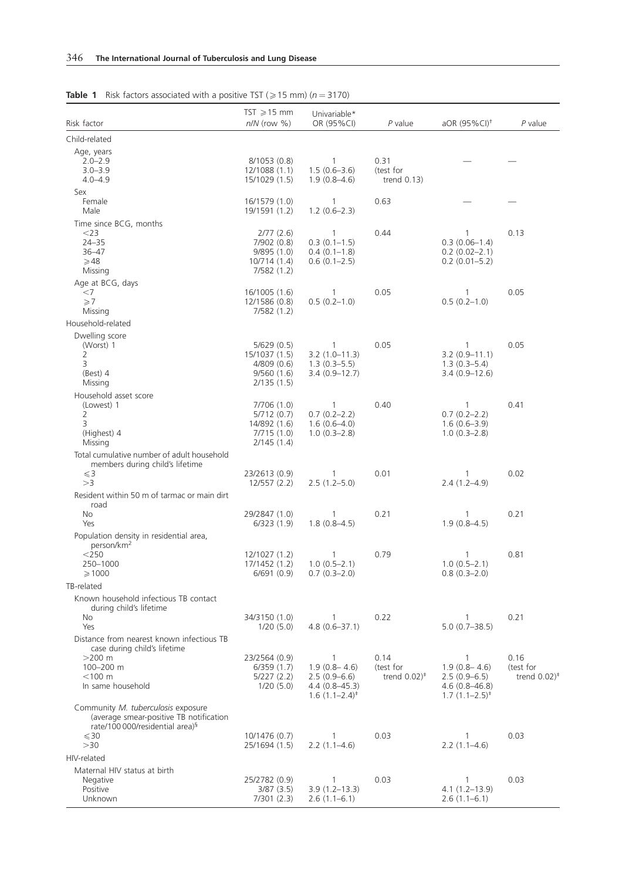**Table 1** Risk factors associated with a positive TST (⩾15 mm) ($n = 3170$)

| Risk factor | TST ⩾15 mm *n*/*N* (row %) | Univariable* OR (95%CI) | *P* value | aOR (95%CI)† | *P* value |
|---|---|---|---|---|---|
| Child-related | | | | | |
| Age, years | | | | | |
| 2.0–2.9 | 8/1053 (0.8) | 1 | 0.31 | — | — |
| 3.0–3.9 | 12/1088 (1.1) | 1.5 (0.6–3.6) | (test for | | |
| 4.0–4.9 | 15/1029 (1.5) | 1.9 (0.8–4.6) | trend 0.13) | | |
| Sex | | | | | |
| Female | 16/1579 (1.0) | 1 | 0.63 | — | — |
| Male | 19/1591 (1.2) | 1.2 (0.6–2.3) | | | |
| Time since BCG, months | | | | | |
| <23 | 2/77 (2.6) | 1 | 0.44 | 1 | 0.13 |
| 24–35 | 7/902 (0.8) | 0.3 (0.1–1.5) | | 0.3 (0.06–1.4) | |
| 36–47 | 9/895 (1.0) | 0.4 (0.1–1.8) | | 0.2 (0.02–2.1) | |
| ⩾48 | 10/714 (1.4) | 0.6 (0.1–2.5) | | 0.2 (0.01–5.2) | |
| Missing | 7/582 (1.2) | | | | |
| Age at BCG, days | | | | | |
| <7 | 16/1005 (1.6) | 1 | 0.05 | 1 | 0.05 |
| ⩾7 | 12/1586 (0.8) | 0.5 (0.2–1.0) | | 0.5 (0.2–1.0) | |
| Missing | 7/582 (1.2) | | | | |
| Household-related | | | | | |
| Dwelling score | | | | | |
| (Worst) 1 | 5/629 (0.5) | 1 | 0.05 | 1 | 0.05 |
| 2 | 15/1037 (1.5) | 3.2 (1.0–11.3) | | 3.2 (0.9–11.1) | |
| 3 | 4/809 (0.6) | 1.3 (0.3–5.5) | | 1.3 (0.3–5.4) | |
| (Best) 4 | 9/560 (1.6) | 3.4 (0.9–12.7) | | 3.4 (0.9–12.6) | |
| Missing | 2/135 (1.5) | | | | |
| Household asset score | | | | | |
| (Lowest) 1 | 7/706 (1.0) | 1 | 0.40 | 1 | 0.41 |
| 2 | 5/712 (0.7) | 0.7 (0.2–2.2) | | 0.7 (0.2–2.2) | |
| 3 | 14/892 (1.6) | 1.6 (0.6–4.0) | | 1.6 (0.6–3.9) | |
| (Highest) 4 | 7/715 (1.0) | 1.0 (0.3–2.8) | | 1.0 (0.3–2.8) | |
| Missing | 2/145 (1.4) | | | | |
| Total cumulative number of adult household members during child's lifetime | | | | | |
| ⩽3 | 23/2613 (0.9) | 1 | 0.01 | 1 | 0.02 |
| >3 | 12/557 (2.2) | 2.5 (1.2–5.0) | | 2.4 (1.2–4.9) | |
| Resident within 50 m of tarmac or main dirt road | | | | | |
| No | 29/2847 (1.0) | 1 | 0.21 | 1 | 0.21 |
| Yes | 6/323 (1.9) | 1.8 (0.8–4.5) | | 1.9 (0.8–4.5) | |
| Population density in residential area, person/km² | | | | | |
| <250 | 12/1027 (1.2) | 1 | 0.79 | 1 | 0.81 |
| 250–1000 | 17/1452 (1.2) | 1.0 (0.5–2.1) | | 1.0 (0.5–2.1) | |
| ⩾1000 | 6/691 (0.9) | 0.7 (0.3–2.0) | | 0.8 (0.3–2.0) | |
| TB-related | | | | | |
| Known household infectious TB contact during child's lifetime | | | | | |
| No | 34/3150 (1.0) | 1 | 0.22 | 1 | 0.21 |
| Yes | 1/20 (5.0) | 4.8 (0.6–37.1) | | 5.0 (0.7–38.5) | |
| Distance from nearest known infectious TB case during child's lifetime | | | | | |
| >200 m | 23/2564 (0.9) | 1 | 0.14 | 1 | 0.16 |
| 100–200 m | 6/359 (1.7) | 1.9 (0.8– 4.6) | (test for | 1.9 (0.8– 4.6) | (test for |
| <100 m | 5/227 (2.2) | 2.5 (0.9–6.6) | trend 0.02)‡ | 2.5 (0.9–6.5) | trend 0.02)‡ |
| In same household | 1/20 (5.0) | 4.4 (0.8–45.3) | | 4.6 (0.8–46.8) | |
| | | 1.6 (1.1–2.4)‡ | | 1.7 (1.1–2.5)‡ | |
| Community *M. tuberculosis* exposure (average smear-positive TB notification rate/100 000/residential area)§ | | | | | |
| ⩽30 | 10/1476 (0.7) | 1 | 0.03 | 1 | 0.03 |
| >30 | 25/1694 (1.5) | 2.2 (1.1–4.6) | | 2.2 (1.1–4.6) | |
| HIV-related | | | | | |
| Maternal HIV status at birth | | | | | |
| Negative | 25/2782 (0.9) | 1 | 0.03 | 1 | 0.03 |
| Positive | 3/87 (3.5) | 3.9 (1.2–13.3) | | 4.1 (1.2–13.9) | |
| Unknown | 7/301 (2.3) | 2.6 (1.1–6.1) | | 2.6 (1.1–6.1) | |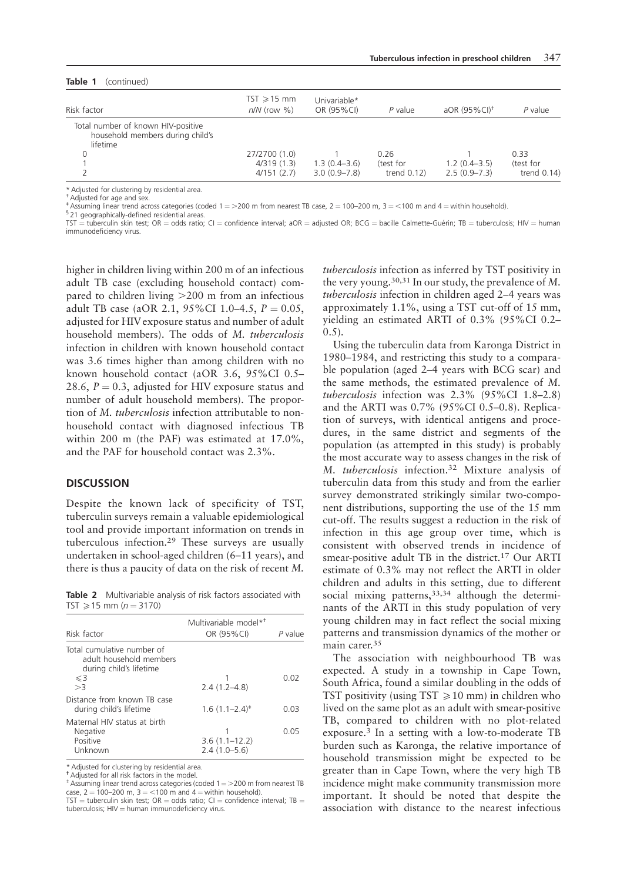**Table 1** (continued)

| Risk factor | TST ⩾15 mm *n*/*N* (row %) | Univariable* OR (95%CI) | *P* value | aOR (95%CI)[†] | *P* value |
|---|---|---|---|---|---|
| Total number of known HIV-positive household members during child's lifetime | | | | | |
| 0 | 27/2700 (1.0) | 1 | 0.26 | 1 | 0.33 |
| 1 | 4/319 (1.3) | 1.3 (0.4–3.6) | (test for | 1.2 (0.4–3.5) | (test for |
| 2 | 4/151 (2.7) | 3.0 (0.9–7.8) | trend 0.12) | 2.5 (0.9–7.3) | trend 0.14) |

* Adjusted for clustering by residential area.
[†] Adjusted for age and sex.
[‡] Assuming linear trend across categories (coded 1 = >200 m from nearest TB case, 2 = 100–200 m, 3 = <100 m and 4 = within household).
[§] 21 geographically-defined residential areas.
TST = tuberculin skin test; OR = odds ratio; CI = confidence interval; aOR = adjusted OR; BCG = bacille Calmette-Guérin; TB = tuberculosis; HIV = human immunodeficiency virus.

higher in children living within 200 m of an infectious adult TB case (excluding household contact) compared to children living >200 m from an infectious adult TB case (aOR 2.1, 95%CI 1.0–4.5, $P = 0.05$, adjusted for HIV exposure status and number of adult household members). The odds of *M. tuberculosis* infection in children with known household contact was 3.6 times higher than among children with no known household contact (aOR 3.6, 95%CI 0.5–28.6, $P = 0.3$, adjusted for HIV exposure status and number of adult household members). The proportion of *M. tuberculosis* infection attributable to non-household contact with diagnosed infectious TB within 200 m (the PAF) was estimated at 17.0%, and the PAF for household contact was 2.3%.

## DISCUSSION

Despite the known lack of specificity of TST, tuberculin surveys remain a valuable epidemiological tool and provide important information on trends in tuberculous infection.[29] These surveys are usually undertaken in school-aged children (6–11 years), and there is thus a paucity of data on the risk of recent *M. tuberculosis* infection as inferred by TST positivity in the very young.[30,31] In our study, the prevalence of *M. tuberculosis* infection in children aged 2–4 years was approximately 1.1%, using a TST cut-off of 15 mm, yielding an estimated ARTI of 0.3% (95%CI 0.2–0.5).

**Table 2** Multivariable analysis of risk factors associated with TST ⩾15 mm ($n = 3170$)

| Risk factor | Multivariable model*[†] OR (95%CI) | *P* value |
|---|---|---|
| Total cumulative number of adult household members during child's lifetime | | |
| ⩽3 | 1 | 0.02 |
| >3 | 2.4 (1.2–4.8) | |
| Distance from known TB case during child's lifetime | 1.6 (1.1–2.4)[‡] | 0.03 |
| Maternal HIV status at birth | | 0.05 |
| Negative | 1 | |
| Positive | 3.6 (1.1–12.2) | |
| Unknown | 2.4 (1.0–5.6) | |

* Adjusted for clustering by residential area.
[†] Adjusted for all risk factors in the model.
[‡] Assuming linear trend across categories (coded 1 = >200 m from nearest TB case, 2 = 100–200 m, 3 = <100 m and 4 = within household).
TST = tuberculin skin test; OR = odds ratio; CI = confidence interval; TB = tuberculosis; HIV = human immunodeficiency virus.

Using the tuberculin data from Karonga District in 1980–1984, and restricting this study to a comparable population (aged 2–4 years with BCG scar) and the same methods, the estimated prevalence of *M. tuberculosis* infection was 2.3% (95%CI 1.8–2.8) and the ARTI was 0.7% (95%CI 0.5–0.8). Replication of surveys, with identical antigens and procedures, in the same district and segments of the population (as attempted in this study) is probably the most accurate way to assess changes in the risk of *M. tuberculosis* infection.[32] Mixture analysis of tuberculin data from this study and from the earlier survey demonstrated strikingly similar two-component distributions, supporting the use of the 15 mm cut-off. The results suggest a reduction in the risk of infection in this age group over time, which is consistent with observed trends in incidence of smear-positive adult TB in the district.[17] Our ARTI estimate of 0.3% may not reflect the ARTI in older children and adults in this setting, due to different social mixing patterns,[33,34] although the determinants of the ARTI in this study population of very young children may in fact reflect the social mixing patterns and transmission dynamics of the mother or main carer.[35]

The association with neighbourhood TB was expected. A study in a township in Cape Town, South Africa, found a similar doubling in the odds of TST positivity (using TST ⩾10 mm) in children who lived on the same plot as an adult with smear-positive TB, compared to children with no plot-related exposure.[3] In a setting with a low-to-moderate TB burden such as Karonga, the relative importance of household transmission might be expected to be greater than in Cape Town, where the very high TB incidence might make community transmission more important. It should be noted that despite the association with distance to the nearest infectious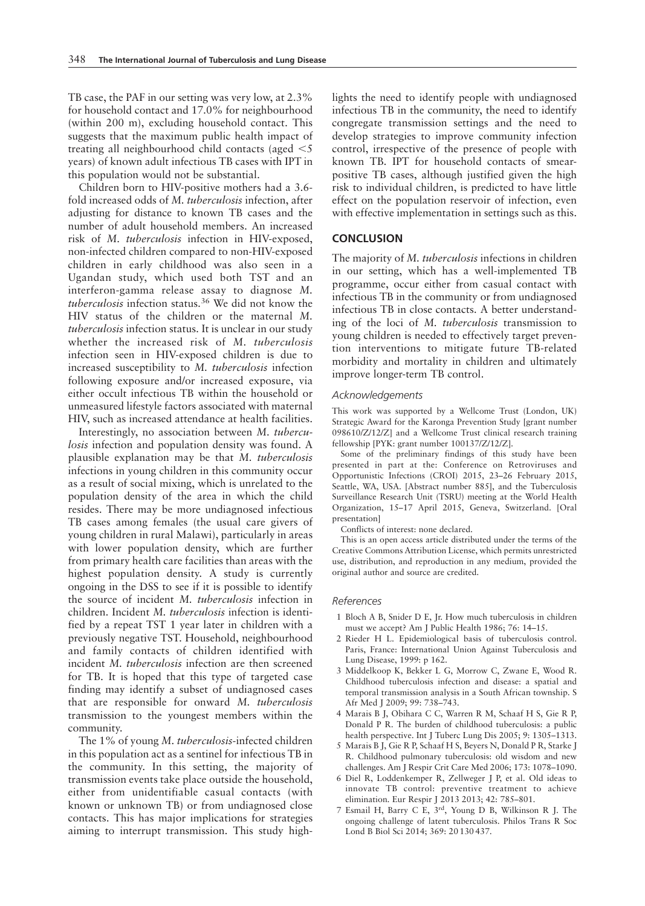TB case, the PAF in our setting was very low, at 2.3% for household contact and 17.0% for neighbourhood (within 200 m), excluding household contact. This suggests that the maximum public health impact of treating all neighbourhood child contacts (aged <5 years) of known adult infectious TB cases with IPT in this population would not be substantial.

Children born to HIV-positive mothers had a 3.6-fold increased odds of *M. tuberculosis* infection, after adjusting for distance to known TB cases and the number of adult household members. An increased risk of *M. tuberculosis* infection in HIV-exposed, non-infected children compared to non-HIV-exposed children in early childhood was also seen in a Ugandan study, which used both TST and an interferon-gamma release assay to diagnose *M. tuberculosis* infection status.[36] We did not know the HIV status of the children or the maternal *M. tuberculosis* infection status. It is unclear in our study whether the increased risk of *M. tuberculosis* infection seen in HIV-exposed children is due to increased susceptibility to *M. tuberculosis* infection following exposure and/or increased exposure, via either occult infectious TB within the household or unmeasured lifestyle factors associated with maternal HIV, such as increased attendance at health facilities.

Interestingly, no association between *M. tuberculosis* infection and population density was found. A plausible explanation may be that *M. tuberculosis* infections in young children in this community occur as a result of social mixing, which is unrelated to the population density of the area in which the child resides. There may be more undiagnosed infectious TB cases among females (the usual care givers of young children in rural Malawi), particularly in areas with lower population density, which are further from primary health care facilities than areas with the highest population density. A study is currently ongoing in the DSS to see if it is possible to identify the source of incident *M. tuberculosis* infection in children. Incident *M. tuberculosis* infection is identified by a repeat TST 1 year later in children with a previously negative TST. Household, neighbourhood and family contacts of children identified with incident *M. tuberculosis* infection are then screened for TB. It is hoped that this type of targeted case finding may identify a subset of undiagnosed cases that are responsible for onward *M. tuberculosis* transmission to the youngest members within the community.

The 1% of young *M. tuberculosis*-infected children in this population act as a sentinel for infectious TB in the community. In this setting, the majority of transmission events take place outside the household, either from unidentifiable casual contacts (with known or unknown TB) or from undiagnosed close contacts. This has major implications for strategies aiming to interrupt transmission. This study highlights the need to identify people with undiagnosed infectious TB in the community, the need to identify congregate transmission settings and the need to develop strategies to improve community infection control, irrespective of the presence of people with known TB. IPT for household contacts of smear-positive TB cases, although justified given the high risk to individual children, is predicted to have little effect on the population reservoir of infection, even with effective implementation in settings such as this.

## CONCLUSION

The majority of *M. tuberculosis* infections in children in our setting, which has a well-implemented TB programme, occur either from casual contact with infectious TB in the community or from undiagnosed infectious TB in close contacts. A better understanding of the loci of *M. tuberculosis* transmission to young children is needed to effectively target prevention interventions to mitigate future TB-related morbidity and mortality in children and ultimately improve longer-term TB control.

### *Acknowledgements*

This work was supported by a Wellcome Trust (London, UK) Strategic Award for the Karonga Prevention Study [grant number 098610/Z/12/Z] and a Wellcome Trust clinical research training fellowship [PYK: grant number 100137/Z/12/Z].

Some of the preliminary findings of this study have been presented in part at the: Conference on Retroviruses and Opportunistic Infections (CROI) 2015, 23–26 February 2015, Seattle, WA, USA. [Abstract number 885], and the Tuberculosis Surveillance Research Unit (TSRU) meeting at the World Health Organization, 15–17 April 2015, Geneva, Switzerland. [Oral presentation]

Conflicts of interest: none declared.

This is an open access article distributed under the terms of the Creative Commons Attribution License, which permits unrestricted use, distribution, and reproduction in any medium, provided the original author and source are credited.

### *References*

1 Bloch A B, Snider D E, Jr. How much tuberculosis in children must we accept? Am J Public Health 1986; 76: 14–15.
2 Rieder H L. Epidemiological basis of tuberculosis control. Paris, France: International Union Against Tuberculosis and Lung Disease, 1999: p 162.
3 Middelkoop K, Bekker L G, Morrow C, Zwane E, Wood R. Childhood tuberculosis infection and disease: a spatial and temporal transmission analysis in a South African township. S Afr Med J 2009; 99: 738–743.
4 Marais B J, Obihara C C, Warren R M, Schaaf H S, Gie R P, Donald P R. The burden of childhood tuberculosis: a public health perspective. Int J Tuberc Lung Dis 2005; 9: 1305–1313.
5 Marais B J, Gie R P, Schaaf H S, Beyers N, Donald P R, Starke J R. Childhood pulmonary tuberculosis: old wisdom and new challenges. Am J Respir Crit Care Med 2006; 173: 1078–1090.
6 Diel R, Loddenkemper R, Zellweger J P, et al. Old ideas to innovate TB control: preventive treatment to achieve elimination. Eur Respir J 2013 2013; 42: 785–801.
7 Esmail H, Barry C E, 3rd, Young D B, Wilkinson R J. The ongoing challenge of latent tuberculosis. Philos Trans R Soc Lond B Biol Sci 2014; 369: 20 130 437.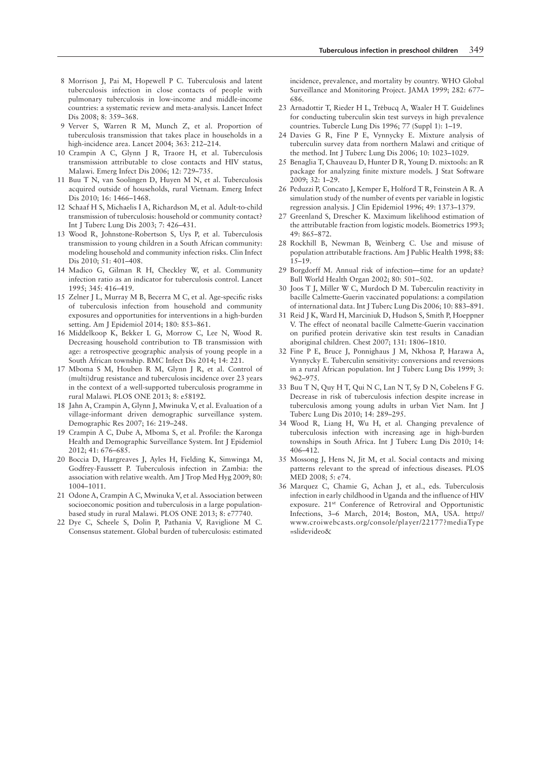8 Morrison J, Pai M, Hopewell P C. Tuberculosis and latent tuberculosis infection in close contacts of people with pulmonary tuberculosis in low-income and middle-income countries: a systematic review and meta-analysis. Lancet Infect Dis 2008; 8: 359–368.

9 Verver S, Warren R M, Munch Z, et al. Proportion of tuberculosis transmission that takes place in households in a high-incidence area. Lancet 2004; 363: 212–214.

10 Crampin A C, Glynn J R, Traore H, et al. Tuberculosis transmission attributable to close contacts and HIV status, Malawi. Emerg Infect Dis 2006; 12: 729–735.

11 Buu T N, van Soolingen D, Huyen M N, et al. Tuberculosis acquired outside of households, rural Vietnam. Emerg Infect Dis 2010; 16: 1466–1468.

12 Schaaf H S, Michaelis I A, Richardson M, et al. Adult-to-child transmission of tuberculosis: household or community contact? Int J Tuberc Lung Dis 2003; 7: 426–431.

13 Wood R, Johnstone-Robertson S, Uys P, et al. Tuberculosis transmission to young children in a South African community: modeling household and community infection risks. Clin Infect Dis 2010; 51: 401–408.

14 Madico G, Gilman R H, Checkley W, et al. Community infection ratio as an indicator for tuberculosis control. Lancet 1995; 345: 416–419.

15 Zelner J L, Murray M B, Becerra M C, et al. Age-specific risks of tuberculosis infection from household and community exposures and opportunities for interventions in a high-burden setting. Am J Epidemiol 2014; 180: 853–861.

16 Middelkoop K, Bekker L G, Morrow C, Lee N, Wood R. Decreasing household contribution to TB transmission with age: a retrospective geographic analysis of young people in a South African township. BMC Infect Dis 2014; 14: 221.

17 Mboma S M, Houben R M, Glynn J R, et al. Control of (multi)drug resistance and tuberculosis incidence over 23 years in the context of a well-supported tuberculosis programme in rural Malawi. PLOS ONE 2013; 8: e58192.

18 Jahn A, Crampin A, Glynn J, Mwinuka V, et al. Evaluation of a village-informant driven demographic surveillance system. Demographic Res 2007; 16: 219–248.

19 Crampin A C, Dube A, Mboma S, et al. Profile: the Karonga Health and Demographic Surveillance System. Int J Epidemiol 2012; 41: 676–685.

20 Boccia D, Hargreaves J, Ayles H, Fielding K, Simwinga M, Godfrey-Faussett P. Tuberculosis infection in Zambia: the association with relative wealth. Am J Trop Med Hyg 2009; 80: 1004–1011.

21 Odone A, Crampin A C, Mwinuka V, et al. Association between socioeconomic position and tuberculosis in a large population-based study in rural Malawi. PLOS ONE 2013; 8: e77740.

22 Dye C, Scheele S, Dolin P, Pathania V, Raviglione M C. Consensus statement. Global burden of tuberculosis: estimated incidence, prevalence, and mortality by country. WHO Global Surveillance and Monitoring Project. JAMA 1999; 282: 677–686.

23 Arnadottir T, Rieder H L, Trébucq A, Waaler H T. Guidelines for conducting tuberculin skin test surveys in high prevalence countries. Tubercle Lung Dis 1996; 77 (Suppl 1): 1–19.

24 Davies G R, Fine P E, Vynnycky E. Mixture analysis of tuberculin survey data from northern Malawi and critique of the method. Int J Tuberc Lung Dis 2006; 10: 1023–1029.

25 Benaglia T, Chauveau D, Hunter D R, Young D. mixtools: an R package for analyzing finite mixture models. J Stat Software 2009; 32: 1–29.

26 Peduzzi P, Concato J, Kemper E, Holford T R, Feinstein A R. A simulation study of the number of events per variable in logistic regression analysis. J Clin Epidemiol 1996; 49: 1373–1379.

27 Greenland S, Drescher K. Maximum likelihood estimation of the attributable fraction from logistic models. Biometrics 1993; 49: 865–872.

28 Rockhill B, Newman B, Weinberg C. Use and misuse of population attributable fractions. Am J Public Health 1998; 88: 15–19.

29 Borgdorff M. Annual risk of infection—time for an update? Bull World Health Organ 2002; 80: 501–502.

30 Joos T J, Miller W C, Murdoch D M. Tuberculin reactivity in bacille Calmette-Guerin vaccinated populations: a compilation of international data. Int J Tuberc Lung Dis 2006; 10: 883–891.

31 Reid J K, Ward H, Marciniuk D, Hudson S, Smith P, Hoeppner V. The effect of neonatal bacille Calmette-Guerin vaccination on purified protein derivative skin test results in Canadian aboriginal children. Chest 2007; 131: 1806–1810.

32 Fine P E, Bruce J, Ponnighaus J M, Nkhosa P, Harawa A, Vynnycky E. Tuberculin sensitivity: conversions and reversions in a rural African population. Int J Tuberc Lung Dis 1999; 3: 962–975.

33 Buu T N, Quy H T, Qui N C, Lan N T, Sy D N, Cobelens F G. Decrease in risk of tuberculosis infection despite increase in tuberculosis among young adults in urban Viet Nam. Int J Tuberc Lung Dis 2010; 14: 289–295.

34 Wood R, Liang H, Wu H, et al. Changing prevalence of tuberculosis infection with increasing age in high-burden townships in South Africa. Int J Tuberc Lung Dis 2010; 14: 406–412.

35 Mossong J, Hens N, Jit M, et al. Social contacts and mixing patterns relevant to the spread of infectious diseases. PLOS MED 2008; 5: e74.

36 Marquez C, Chamie G, Achan J, et al., eds. Tuberculosis infection in early childhood in Uganda and the influence of HIV exposure. 21st Conference of Retroviral and Opportunistic Infections, 3–6 March, 2014; Boston, MA, USA. http://www.croiwebcasts.org/console/player/22177?mediaType=slidevideo&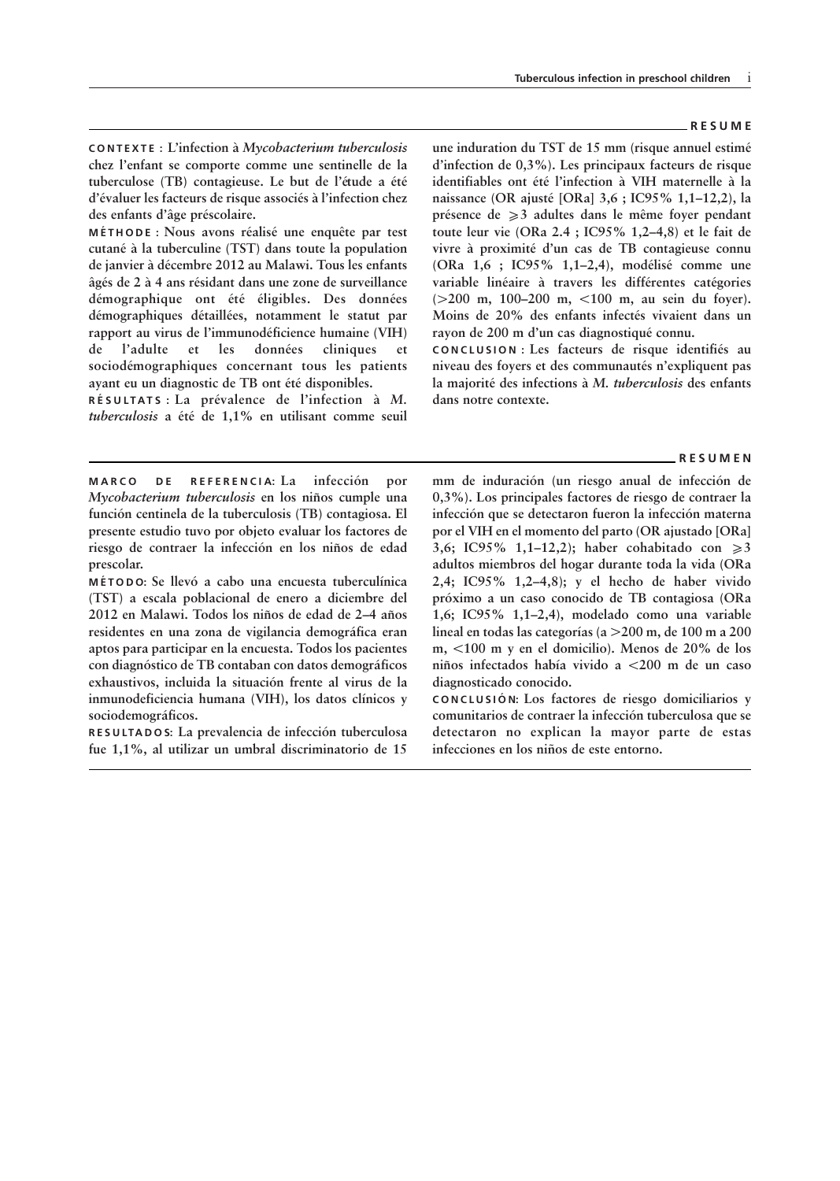## RESUME

**CONTEXTE :** L'infection à *Mycobacterium tuberculosis* chez l'enfant se comporte comme une sentinelle de la tuberculose (TB) contagieuse. Le but de l'étude a été d'évaluer les facteurs de risque associés à l'infection chez des enfants d'âge préscolaire.

**MÉTHODE :** Nous avons réalisé une enquête par test cutané à la tuberculine (TST) dans toute la population de janvier à décembre 2012 au Malawi. Tous les enfants âgés de 2 à 4 ans résidant dans une zone de surveillance démographique ont été éligibles. Des données démographiques détaillées, notamment le statut par rapport au virus de l'immunodéficience humaine (VIH) de l'adulte et les données cliniques et sociodémographiques concernant tous les patients ayant eu un diagnostic de TB ont été disponibles.

**RÉSULTATS :** La prévalence de l'infection à *M. tuberculosis* a été de 1,1% en utilisant comme seuil une induration du TST de 15 mm (risque annuel estimé d'infection de 0,3%). Les principaux facteurs de risque identifiables ont été l'infection à VIH maternelle à la naissance (OR ajusté [ORa] 3,6 ; IC95% 1,1–12,2), la présence de ⩾3 adultes dans le même foyer pendant toute leur vie (ORa 2.4 ; IC95% 1,2–4,8) et le fait de vivre à proximité d'un cas de TB contagieuse connu (ORa 1,6 ; IC95% 1,1–2,4), modélisé comme une variable linéaire à travers les différentes catégories (>200 m, 100–200 m, <100 m, au sein du foyer). Moins de 20% des enfants infectés vivaient dans un rayon de 200 m d'un cas diagnostiqué connu.

**CONCLUSION :** Les facteurs de risque identifiés au niveau des foyers et des communautés n'expliquent pas la majorité des infections à *M. tuberculosis* des enfants dans notre contexte.

## RESUMEN

**MARCO DE REFERENCIA:** La infección por *Mycobacterium tuberculosis* en los niños cumple una función centinela de la tuberculosis (TB) contagiosa. El presente estudio tuvo por objeto evaluar los factores de riesgo de contraer la infección en los niños de edad prescolar.

**MÉTODO:** Se llevó a cabo una encuesta tuberculínica (TST) a escala poblacional de enero a diciembre del 2012 en Malawi. Todos los niños de edad de 2–4 años residentes en una zona de vigilancia demográfica eran aptos para participar en la encuesta. Todos los pacientes con diagnóstico de TB contaban con datos demográficos exhaustivos, incluida la situación frente al virus de la inmunodeficiencia humana (VIH), los datos clínicos y sociodemográficos.

**RESULTADOS:** La prevalencia de infección tuberculosa fue 1,1%, al utilizar un umbral discriminatorio de 15 mm de induración (un riesgo anual de infección de 0,3%). Los principales factores de riesgo de contraer la infección que se detectaron fueron la infección materna por el VIH en el momento del parto (OR ajustado [ORa] 3,6; IC95% 1,1–12,2); haber cohabitado con ⩾3 adultos miembros del hogar durante toda la vida (ORa 2,4; IC95% 1,2–4,8); y el hecho de haber vivido próximo a un caso conocido de TB contagiosa (ORa 1,6; IC95% 1,1–2,4), modelado como una variable lineal en todas las categorías (a >200 m, de 100 m a 200 m, <100 m y en el domicilio). Menos de 20% de los niños infectados había vivido a <200 m de un caso diagnosticado conocido.

**CONCLUSIÓN:** Los factores de riesgo domiciliarios y comunitarios de contraer la infección tuberculosa que se detectaron no explican la mayor parte de estas infecciones en los niños de este entorno.